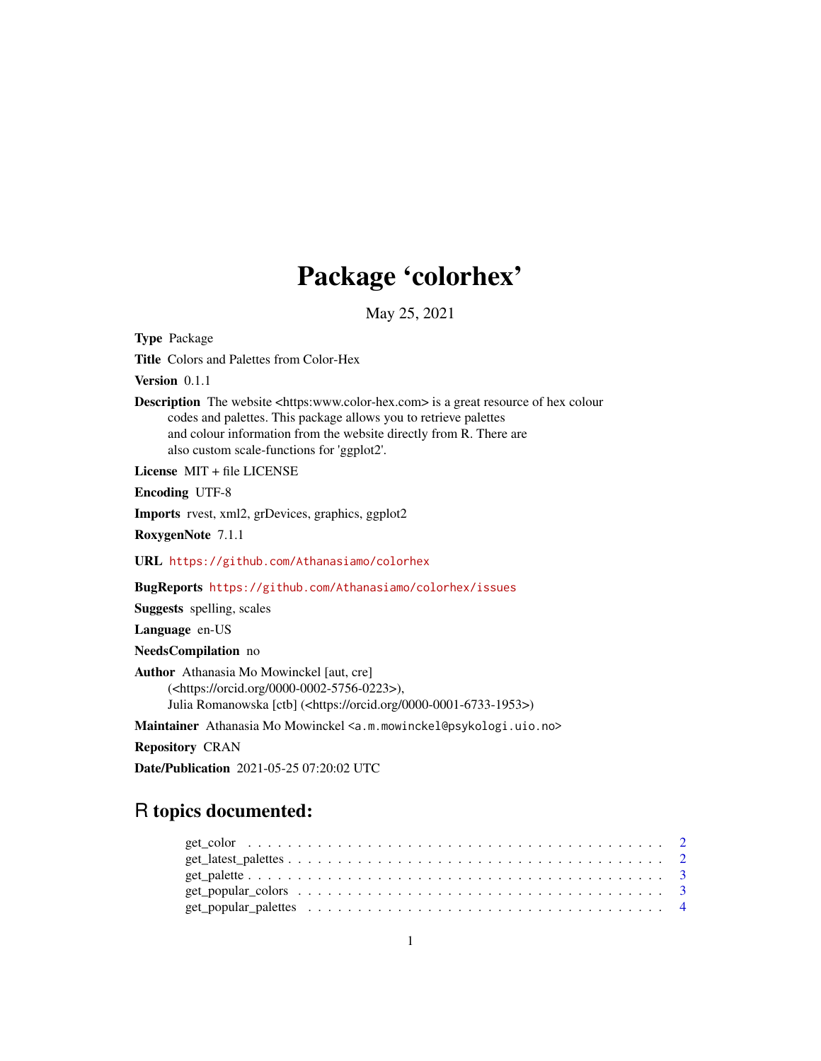# Package 'colorhex'

May 25, 2021

**Type** Package

**Title** Colors and Palettes from Color-Hex

**Version** 0.1.1

**Description** The website <https:www.color-hex.com> is a great resource of hex colour codes and palettes. This package allows you to retrieve palettes and colour information from the website directly from R. There are also custom scale-functions for 'ggplot2'.

**License** MIT + file LICENSE

**Encoding** UTF-8

**Imports** rvest, xml2, grDevices, graphics, ggplot2

**RoxygenNote** 7.1.1

**URL** https://github.com/Athanasiamo/colorhex

**BugReports** https://github.com/Athanasiamo/colorhex/issues

**Suggests** spelling, scales

**Language** en-US

**NeedsCompilation** no

**Author** Athanasia Mo Mowinckel [aut, cre] (<https://orcid.org/0000-0002-5756-0223>), Julia Romanowska [ctb] (<https://orcid.org/0000-0001-6733-1953>)

**Maintainer** Athanasia Mo Mowinckel <a.m.mowinckel@psykologi.uio.no>

**Repository** CRAN

**Date/Publication** 2021-05-25 07:20:02 UTC

## R topics documented:

- get_color . . . . . . . . . . . . . . . . . . . . . . . . . . . . . . . . . . . . . . . . 2
- get_latest_palettes . . . . . . . . . . . . . . . . . . . . . . . . . . . . . . . . . . . . 2
- get_palette . . . . . . . . . . . . . . . . . . . . . . . . . . . . . . . . . . . . . . . . 3
- get_popular_colors . . . . . . . . . . . . . . . . . . . . . . . . . . . . . . . . . . . . 3
- get_popular_palettes . . . . . . . . . . . . . . . . . . . . . . . . . . . . . . . . . . . 4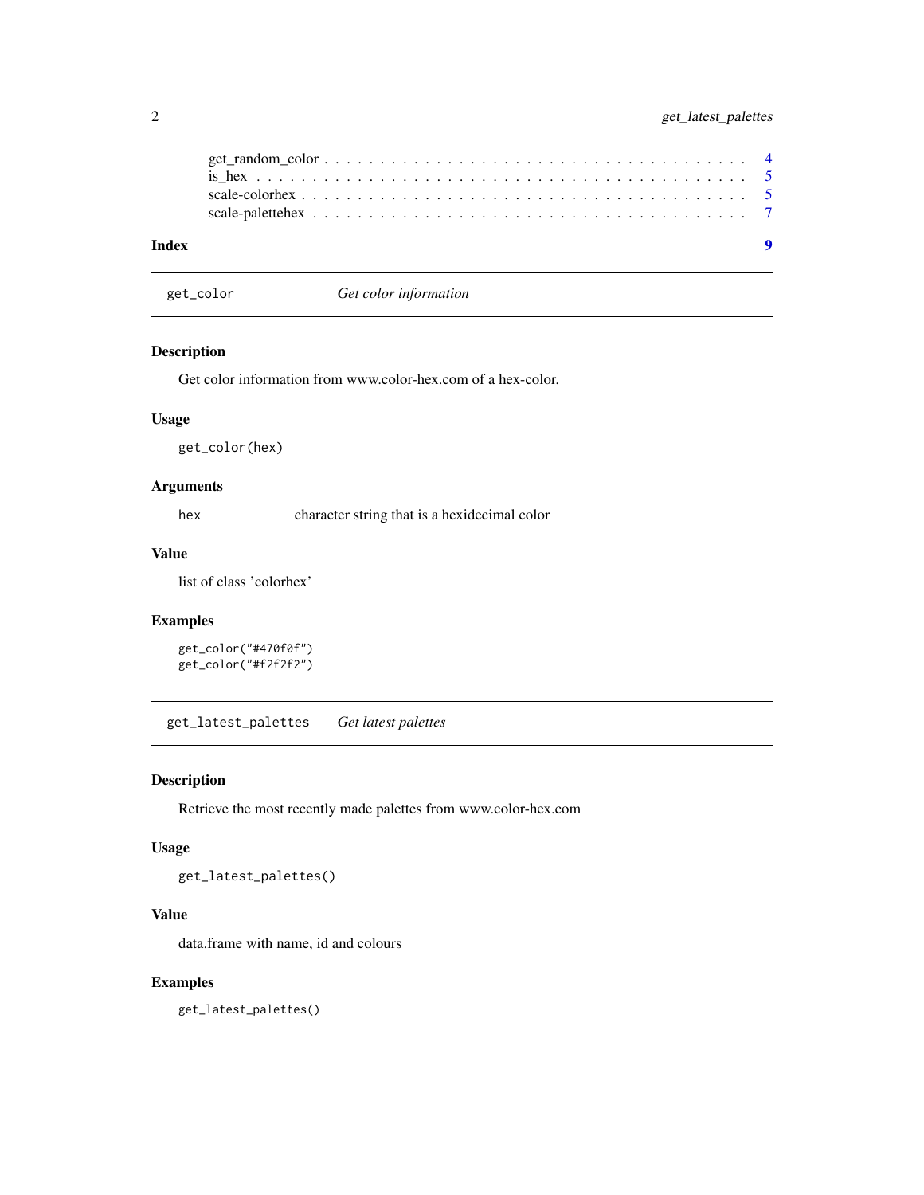get_random_color . . . . . . . . . . . . . . . . . . . . . . . . . . . . . . . . . . . . 4
is_hex . . . . . . . . . . . . . . . . . . . . . . . . . . . . . . . . . . . . . . . . . 5
scale-colorhex . . . . . . . . . . . . . . . . . . . . . . . . . . . . . . . . . . . . . 5
scale-palettehex . . . . . . . . . . . . . . . . . . . . . . . . . . . . . . . . . . . . 7

**Index** **9**

---

## get_color — *Get color information*

---

### Description

Get color information from www.color-hex.com of a hex-color.

### Usage

```
get_color(hex)
```

### Arguments

hex character string that is a hexidecimal color

### Value

list of class 'colorhex'

### Examples

```
get_color("#470f0f")
get_color("#f2f2f2")
```

---

## get_latest_palettes — *Get latest palettes*

---

### Description

Retrieve the most recently made palettes from www.color-hex.com

### Usage

```
get_latest_palettes()
```

### Value

data.frame with name, id and colours

### Examples

```
get_latest_palettes()
```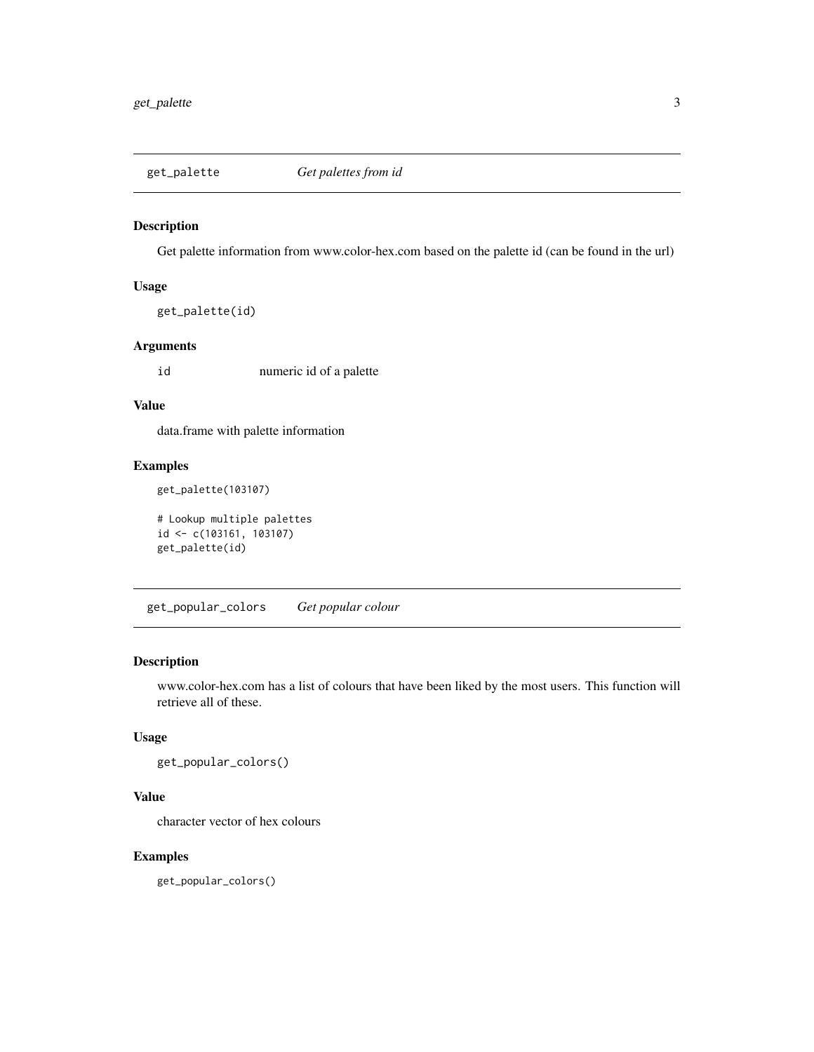## get_palette *Get palettes from id*

### Description

Get palette information from www.color-hex.com based on the palette id (can be found in the url)

### Usage

```
get_palette(id)
```

### Arguments

| | |
|---|---|
| id | numeric id of a palette |

### Value

data.frame with palette information

### Examples

```
get_palette(103107)

# Lookup multiple palettes
id <- c(103161, 103107)
get_palette(id)
```

## get_popular_colors *Get popular colour*

### Description

www.color-hex.com has a list of colours that have been liked by the most users. This function will retrieve all of these.

### Usage

```
get_popular_colors()
```

### Value

character vector of hex colours

### Examples

```
get_popular_colors()
```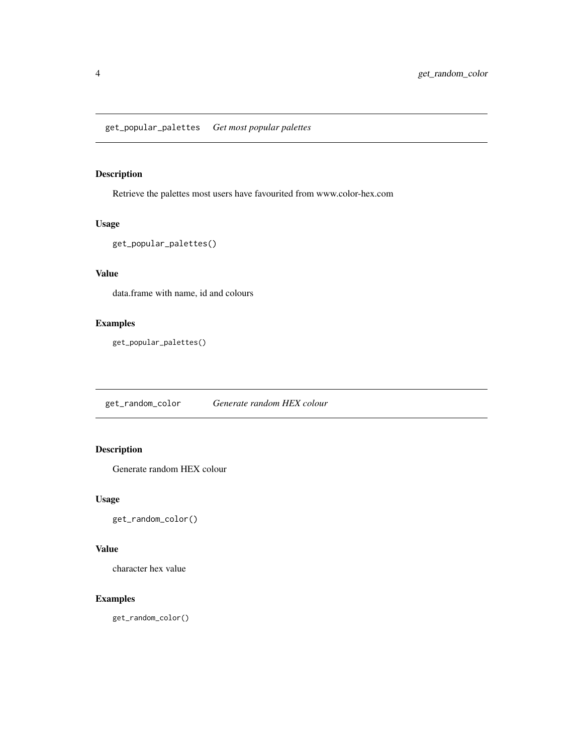## get_popular_palettes *Get most popular palettes*

### Description

Retrieve the palettes most users have favourited from www.color-hex.com

### Usage

```
get_popular_palettes()
```

### Value

data.frame with name, id and colours

### Examples

```
get_popular_palettes()
```

## get_random_color *Generate random HEX colour*

### Description

Generate random HEX colour

### Usage

```
get_random_color()
```

### Value

character hex value

### Examples

```
get_random_color()
```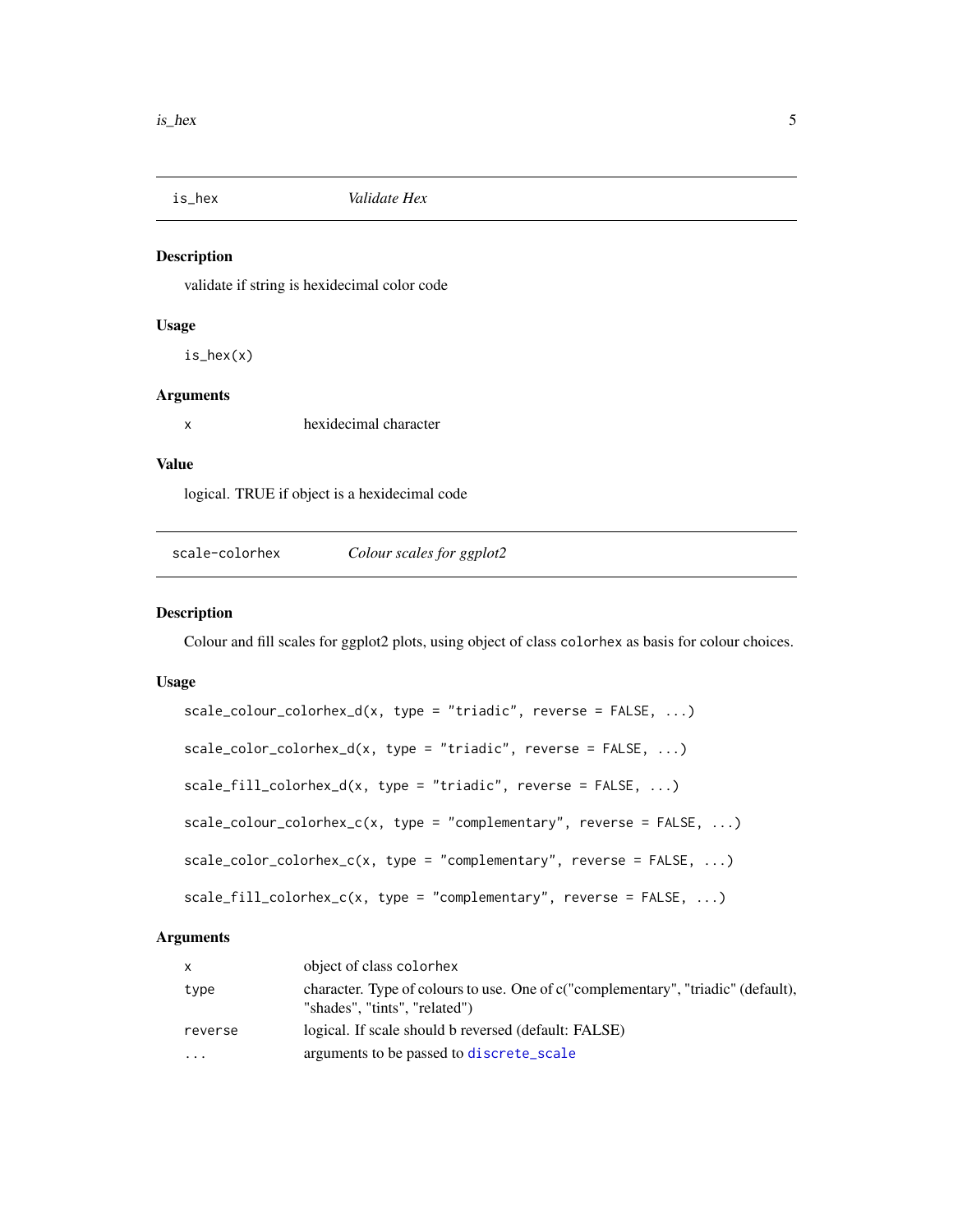## is_hex — *Validate Hex*

### Description

validate if string is hexidecimal color code

### Usage

```
is_hex(x)
```

### Arguments

| | |
|---|---|
| x | hexidecimal character |

### Value

logical. TRUE if object is a hexidecimal code

## scale-colorhex — *Colour scales for ggplot2*

### Description

Colour and fill scales for ggplot2 plots, using object of class colorhex as basis for colour choices.

### Usage

```
scale_colour_colorhex_d(x, type = "triadic", reverse = FALSE, ...)

scale_color_colorhex_d(x, type = "triadic", reverse = FALSE, ...)

scale_fill_colorhex_d(x, type = "triadic", reverse = FALSE, ...)

scale_colour_colorhex_c(x, type = "complementary", reverse = FALSE, ...)

scale_color_colorhex_c(x, type = "complementary", reverse = FALSE, ...)

scale_fill_colorhex_c(x, type = "complementary", reverse = FALSE, ...)
```

### Arguments

| | |
|---|---|
| x | object of class colorhex |
| type | character. Type of colours to use. One of c("complementary", "triadic" (default), "shades", "tints", "related") |
| reverse | logical. If scale should b reversed (default: FALSE) |
| ... | arguments to be passed to discrete_scale |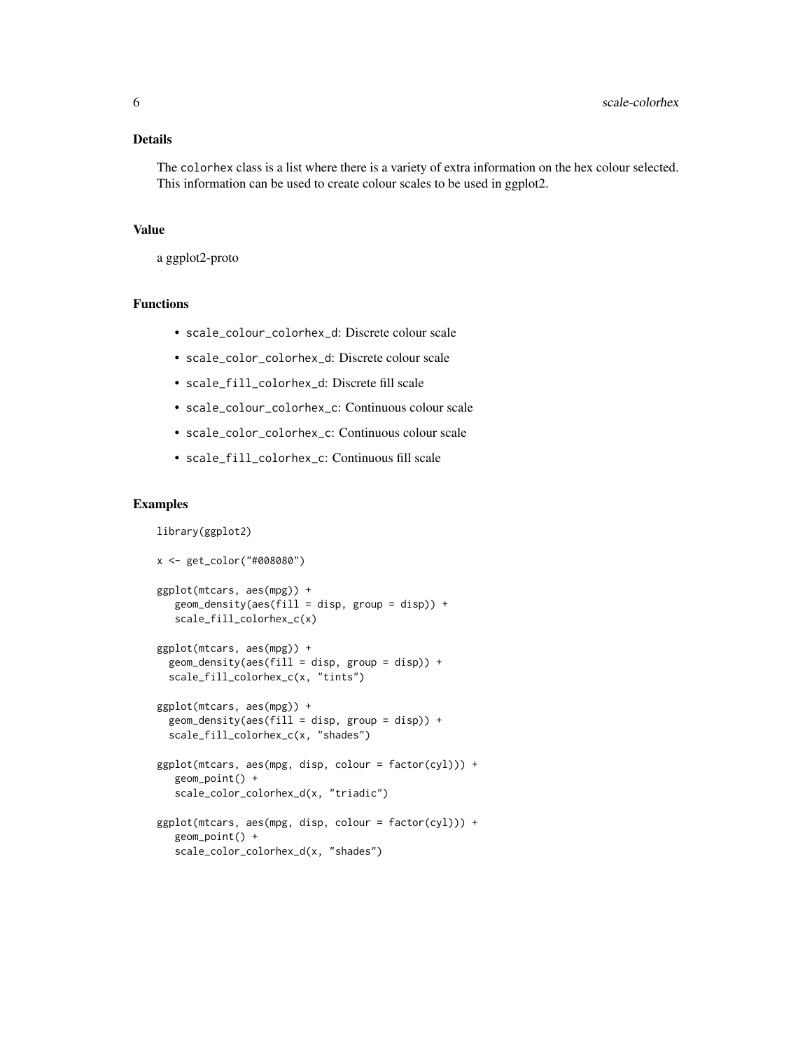## Details

The `colorhex` class is a list where there is a variety of extra information on the hex colour selected. This information can be used to create colour scales to be used in ggplot2.

## Value

a ggplot2-proto

## Functions

- `scale_colour_colorhex_d`: Discrete colour scale
- `scale_color_colorhex_d`: Discrete colour scale
- `scale_fill_colorhex_d`: Discrete fill scale
- `scale_colour_colorhex_c`: Continuous colour scale
- `scale_color_colorhex_c`: Continuous colour scale
- `scale_fill_colorhex_c`: Continuous fill scale

## Examples

```
library(ggplot2)

x <- get_color("#008080")

ggplot(mtcars, aes(mpg)) +
   geom_density(aes(fill = disp, group = disp)) +
   scale_fill_colorhex_c(x)

ggplot(mtcars, aes(mpg)) +
  geom_density(aes(fill = disp, group = disp)) +
  scale_fill_colorhex_c(x, "tints")

ggplot(mtcars, aes(mpg)) +
  geom_density(aes(fill = disp, group = disp)) +
  scale_fill_colorhex_c(x, "shades")

ggplot(mtcars, aes(mpg, disp, colour = factor(cyl))) +
   geom_point() +
   scale_color_colorhex_d(x, "triadic")

ggplot(mtcars, aes(mpg, disp, colour = factor(cyl))) +
   geom_point() +
   scale_color_colorhex_d(x, "shades")
```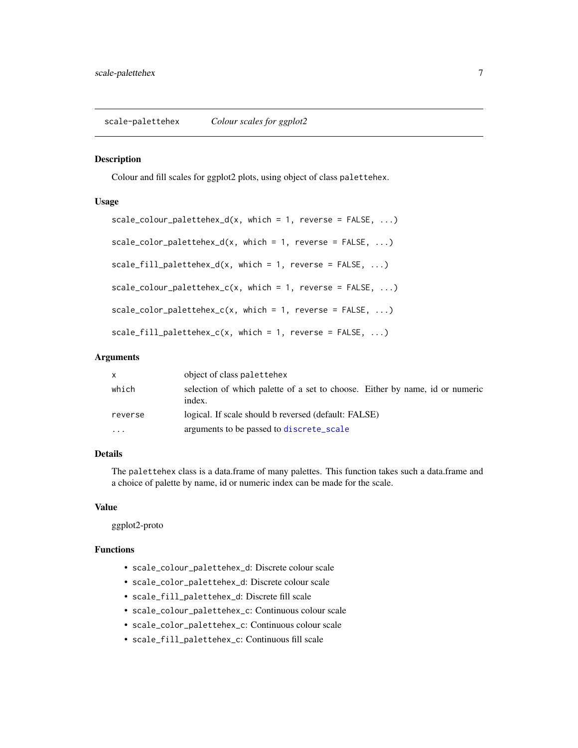scale-palettehex *Colour scales for ggplot2*

### Description

Colour and fill scales for ggplot2 plots, using object of class `palettehex`.

### Usage

```
scale_colour_palettehex_d(x, which = 1, reverse = FALSE, ...)

scale_color_palettehex_d(x, which = 1, reverse = FALSE, ...)

scale_fill_palettehex_d(x, which = 1, reverse = FALSE, ...)

scale_colour_palettehex_c(x, which = 1, reverse = FALSE, ...)

scale_color_palettehex_c(x, which = 1, reverse = FALSE, ...)

scale_fill_palettehex_c(x, which = 1, reverse = FALSE, ...)
```

### Arguments

| | |
|---|---|
| `x` | object of class `palettehex` |
| `which` | selection of which palette of a set to choose. Either by name, id or numeric index. |
| `reverse` | logical. If scale should b reversed (default: FALSE) |
| `...` | arguments to be passed to `discrete_scale` |

### Details

The `palettehex` class is a data.frame of many palettes. This function takes such a data.frame and a choice of palette by name, id or numeric index can be made for the scale.

### Value

ggplot2-proto

### Functions

- `scale_colour_palettehex_d`: Discrete colour scale
- `scale_color_palettehex_d`: Discrete colour scale
- `scale_fill_palettehex_d`: Discrete fill scale
- `scale_colour_palettehex_c`: Continuous colour scale
- `scale_color_palettehex_c`: Continuous colour scale
- `scale_fill_palettehex_c`: Continuous fill scale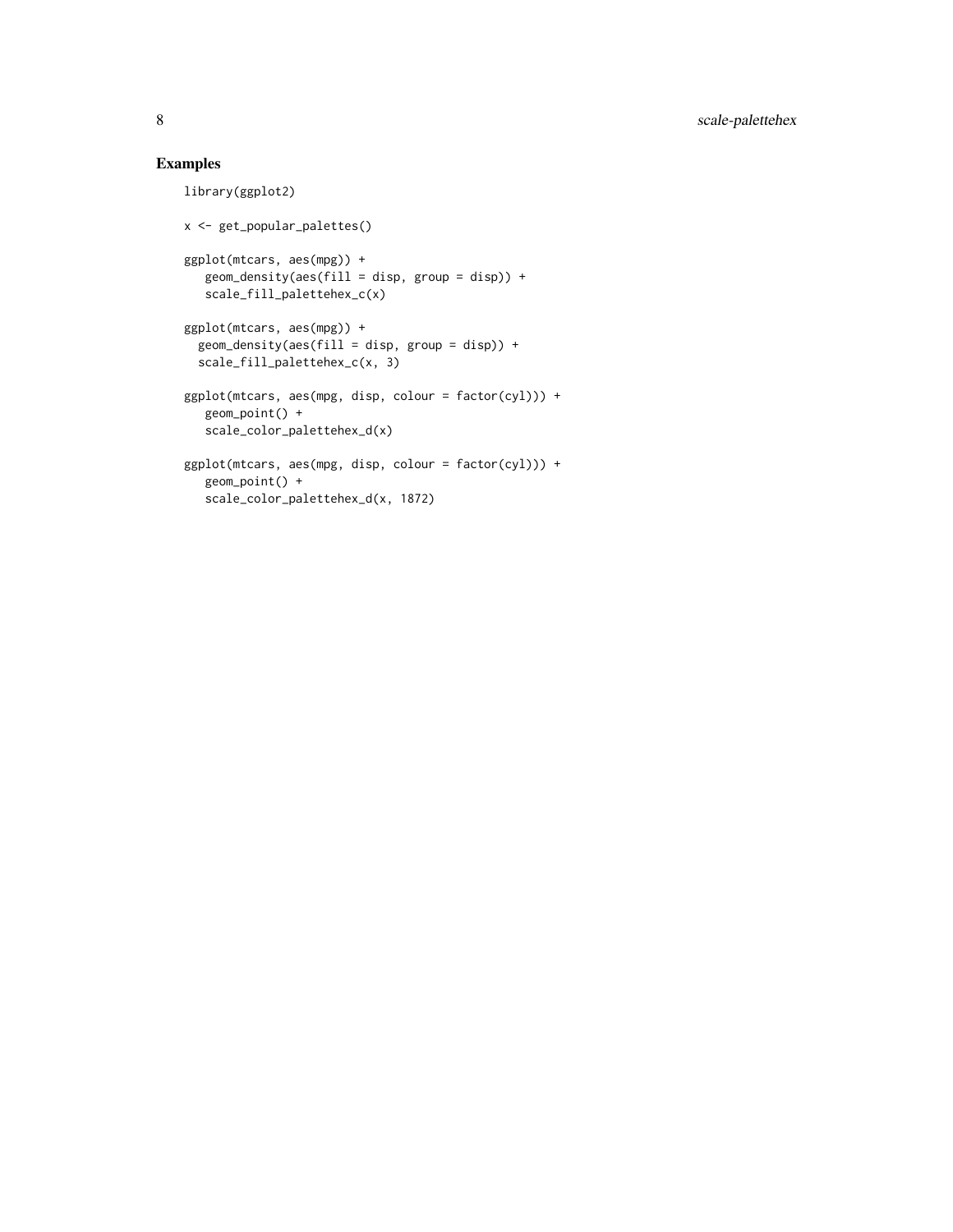## Examples

```
library(ggplot2)

x <- get_popular_palettes()

ggplot(mtcars, aes(mpg)) +
   geom_density(aes(fill = disp, group = disp)) +
   scale_fill_palettehex_c(x)

ggplot(mtcars, aes(mpg)) +
  geom_density(aes(fill = disp, group = disp)) +
  scale_fill_palettehex_c(x, 3)

ggplot(mtcars, aes(mpg, disp, colour = factor(cyl))) +
   geom_point() +
   scale_color_palettehex_d(x)

ggplot(mtcars, aes(mpg, disp, colour = factor(cyl))) +
   geom_point() +
   scale_color_palettehex_d(x, 1872)
```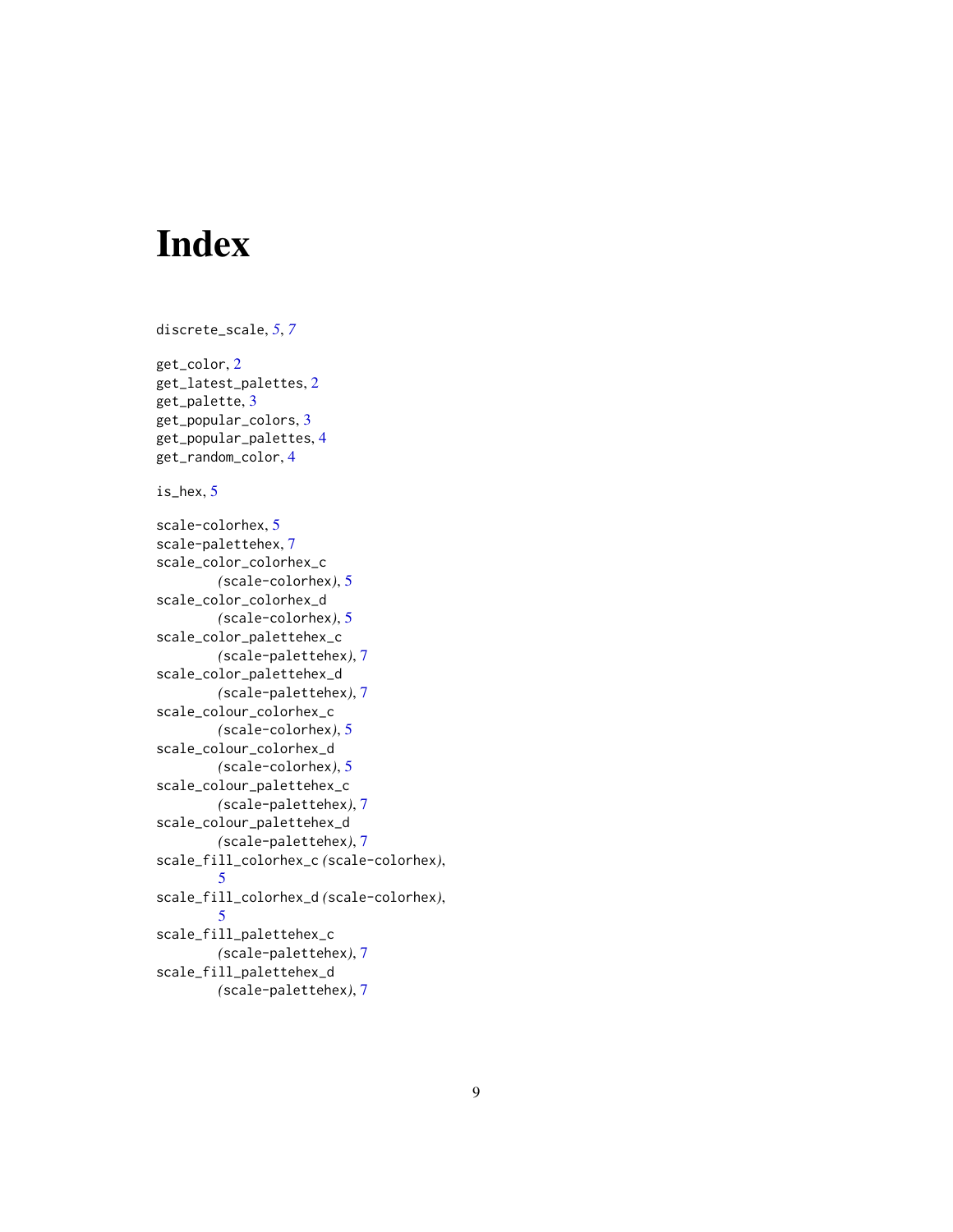# Index

discrete_scale, *5*, *7*

get_color, 2
get_latest_palettes, 2
get_palette, 3
get_popular_colors, 3
get_popular_palettes, 4
get_random_color, 4

is_hex, 5

scale-colorhex, 5
scale-palettehex, 7
scale_color_colorhex_c (scale-colorhex), 5
scale_color_colorhex_d (scale-colorhex), 5
scale_color_palettehex_c (scale-palettehex), 7
scale_color_palettehex_d (scale-palettehex), 7
scale_colour_colorhex_c (scale-colorhex), 5
scale_colour_colorhex_d (scale-colorhex), 5
scale_colour_palettehex_c (scale-palettehex), 7
scale_colour_palettehex_d (scale-palettehex), 7
scale_fill_colorhex_c (scale-colorhex), 5
scale_fill_colorhex_d (scale-colorhex), 5
scale_fill_palettehex_c (scale-palettehex), 7
scale_fill_palettehex_d (scale-palettehex), 7